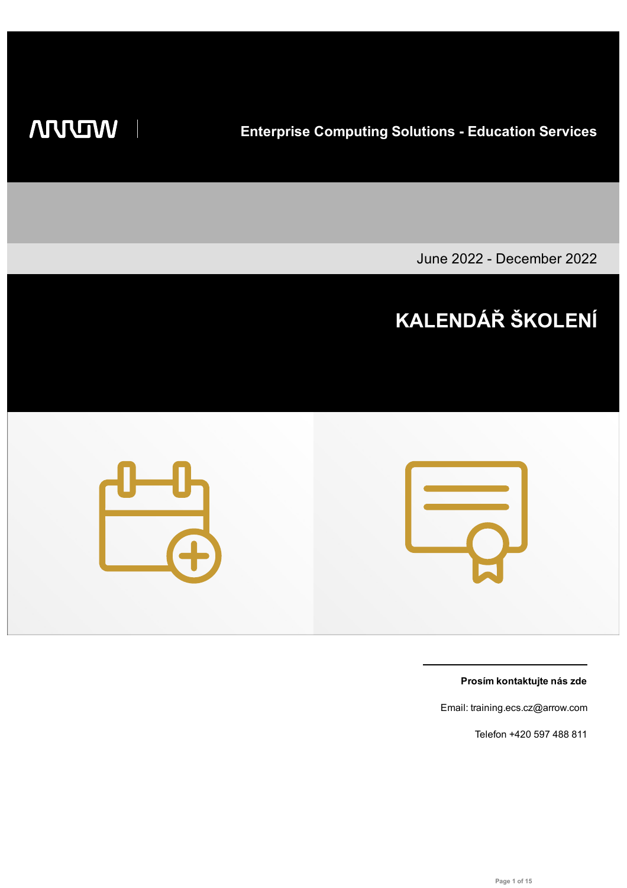ARROW

**Enterprise Computing Solutions - Education Services**

June 2022 - December 2022

# KALENDÁŘ ŠKOLENÍ

**Prosím kontaktujte nás zde**

Email: training.ecs.cz@arrow.com

Telefon +420 597 488 811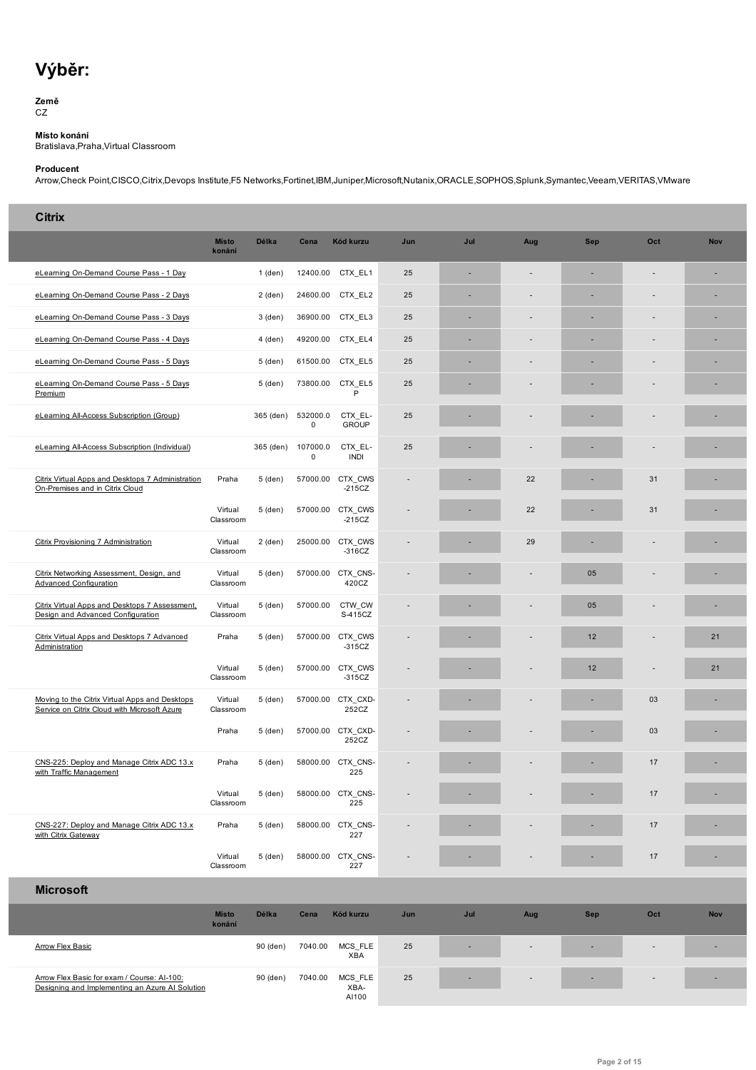# Výběr:

**Země**
CZ

**Místo konání**
Bratislava,Praha,Virtual Classroom

**Producent**
Arrow,Check Point,CISCO,Citrix,Devops Institute,F5 Networks,Fortinet,IBM,Juniper,Microsoft,Nutanix,ORACLE,SOPHOS,Splunk,Symantec,Veeam,VERITAS,VMware

## Citrix

| | Místo konání | Délka | Cena | Kód kurzu | Jun | Jul | Aug | Sep | Oct | Nov |
|---|---|---|---|---|---|---|---|---|---|---|
| eLearning On-Demand Course Pass - 1 Day | | 1 (den) | 12400.00 | CTX_EL1 | 25 | - | - | - | - | - |
| eLearning On-Demand Course Pass - 2 Days | | 2 (den) | 24600.00 | CTX_EL2 | 25 | - | - | - | - | - |
| eLearning On-Demand Course Pass - 3 Days | | 3 (den) | 36900.00 | CTX_EL3 | 25 | - | - | - | - | - |
| eLearning On-Demand Course Pass - 4 Days | | 4 (den) | 49200.00 | CTX_EL4 | 25 | - | - | - | - | - |
| eLearning On-Demand Course Pass - 5 Days | | 5 (den) | 61500.00 | CTX_EL5 | 25 | - | - | - | - | - |
| eLearning On-Demand Course Pass - 5 Days Premium | | 5 (den) | 73800.00 | CTX_EL5P | 25 | - | - | - | - | - |
| eLearning All-Access Subscription (Group) | | 365 (den) | 532000.00 | CTX_EL-GROUP | 25 | - | - | - | - | - |
| eLearning All-Access Subscription (Individual) | | 365 (den) | 107000.00 | CTX_EL-INDI | 25 | - | - | - | - | - |
| Citrix Virtual Apps and Desktops 7 Administration On-Premises and in Citrix Cloud | Praha | 5 (den) | 57000.00 | CTX_CWS-215CZ | - | - | 22 | - | 31 | - |
| | Virtual Classroom | 5 (den) | 57000.00 | CTX_CWS-215CZ | - | - | 22 | - | 31 | - |
| Citrix Provisioning 7 Administration | Virtual Classroom | 2 (den) | 25000.00 | CTX_CWS-316CZ | - | - | 29 | - | - | - |
| Citrix Networking Assessment, Design, and Advanced Configuration | Virtual Classroom | 5 (den) | 57000.00 | CTX_CNS-420CZ | - | - | - | 05 | - | - |
| Citrix Virtual Apps and Desktops 7 Assessment, Design and Advanced Configuration | Virtual Classroom | 5 (den) | 57000.00 | CTW_CWS-415CZ | - | - | - | 05 | - | - |
| Citrix Virtual Apps and Desktops 7 Advanced Administration | Praha | 5 (den) | 57000.00 | CTX_CWS-315CZ | - | - | - | 12 | - | 21 |
| | Virtual Classroom | 5 (den) | 57000.00 | CTX_CWS-315CZ | - | - | - | 12 | - | 21 |
| Moving to the Citrix Virtual Apps and Desktops Service on Citrix Cloud with Microsoft Azure | Virtual Classroom | 5 (den) | 57000.00 | CTX_CXD-252CZ | - | - | - | - | 03 | - |
| | Praha | 5 (den) | 57000.00 | CTX_CXD-252CZ | - | - | - | - | 03 | - |
| CNS-225: Deploy and Manage Citrix ADC 13.x with Traffic Management | Praha | 5 (den) | 58000.00 | CTX_CNS-225 | - | - | - | - | 17 | - |
| | Virtual Classroom | 5 (den) | 58000.00 | CTX_CNS-225 | - | - | - | - | 17 | - |
| CNS-227: Deploy and Manage Citrix ADC 13.x with Citrix Gateway | Praha | 5 (den) | 58000.00 | CTX_CNS-227 | - | - | - | - | 17 | - |
| | Virtual Classroom | 5 (den) | 58000.00 | CTX_CNS-227 | - | - | - | - | 17 | - |

## Microsoft

| | Místo konání | Délka | Cena | Kód kurzu | Jun | Jul | Aug | Sep | Oct | Nov |
|---|---|---|---|---|---|---|---|---|---|---|
| Arrow Flex Basic | | 90 (den) | 7040.00 | MCS_FLEXBA | 25 | - | - | - | - | - |
| Arrow Flex Basic for exam / Course: AI-100: Designing and Implementing an Azure AI Solution | | 90 (den) | 7040.00 | MCS_FLEXBA-AI100 | 25 | - | - | - | - | - |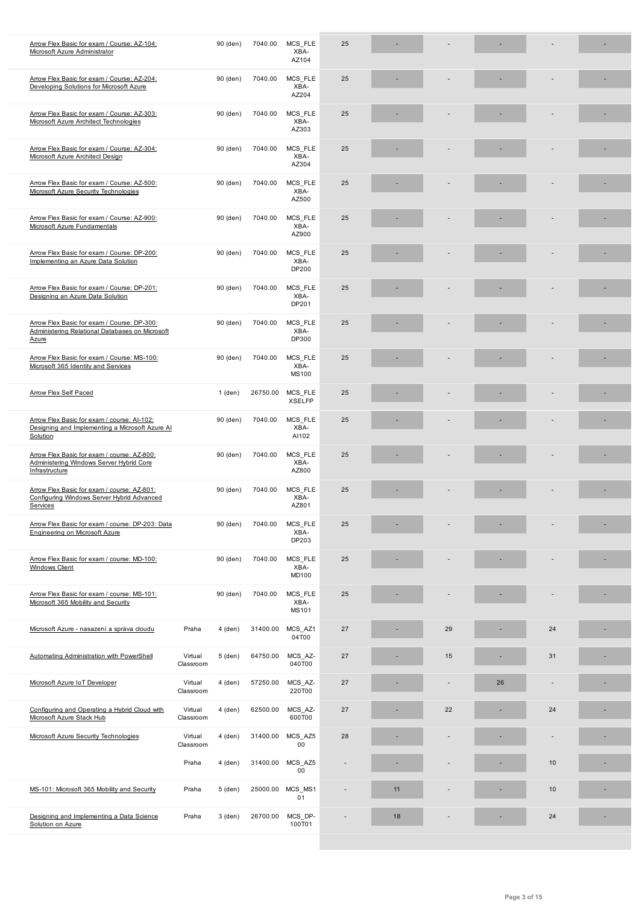| Course | Location | Duration | Price | Code | | | | | | | |
|---|---|---|---|---|---|---|---|---|---|---|---|
| Arrow Flex Basic for exam / Course: AZ-104: Microsoft Azure Administrator | | 90 (den) | 7040.00 | MCS_FLEXBA-AZ104 | 25 | - | - | - | - | - |
| Arrow Flex Basic for exam / Course: AZ-204: Developing Solutions for Microsoft Azure | | 90 (den) | 7040.00 | MCS_FLEXBA-AZ204 | 25 | - | - | - | - | - |
| Arrow Flex Basic for exam / Course: AZ-303: Microsoft Azure Architect Technologies | | 90 (den) | 7040.00 | MCS_FLEXBA-AZ303 | 25 | - | - | - | - | - |
| Arrow Flex Basic for exam / Course: AZ-304: Microsoft Azure Architect Design | | 90 (den) | 7040.00 | MCS_FLEXBA-AZ304 | 25 | - | - | - | - | - |
| Arrow Flex Basic for exam / Course: AZ-500: Microsoft Azure Security Technologies | | 90 (den) | 7040.00 | MCS_FLEXBA-AZ500 | 25 | - | - | - | - | - |
| Arrow Flex Basic for exam / Course: AZ-900: Microsoft Azure Fundamentals | | 90 (den) | 7040.00 | MCS_FLEXBA-AZ900 | 25 | - | - | - | - | - |
| Arrow Flex Basic for exam / Course: DP-200: Implementing an Azure Data Solution | | 90 (den) | 7040.00 | MCS_FLEXBA-DP200 | 25 | - | - | - | - | - |
| Arrow Flex Basic for exam / Course: DP-201: Designing an Azure Data Solution | | 90 (den) | 7040.00 | MCS_FLEXBA-DP201 | 25 | - | - | - | - | - |
| Arrow Flex Basic for exam / Course: DP-300: Administering Relational Databases on Microsoft Azure | | 90 (den) | 7040.00 | MCS_FLEXBA-DP300 | 25 | - | - | - | - | - |
| Arrow Flex Basic for exam / Course: MS-100: Microsoft 365 Identity and Services | | 90 (den) | 7040.00 | MCS_FLEXBA-MS100 | 25 | - | - | - | - | - |
| Arrow Flex Self Paced | | 1 (den) | 26750.00 | MCS_FLEXSELFP | 25 | - | - | - | - | - |
| Arrow Flex Basic for exam / course: AI-102: Designing and Implementing a Microsoft Azure AI Solution | | 90 (den) | 7040.00 | MCS_FLEXBA-AI102 | 25 | - | - | - | - | - |
| Arrow Flex Basic for exam / course: AZ-800: Administering Windows Server Hybrid Core Infrastructure | | 90 (den) | 7040.00 | MCS_FLEXBA-AZ800 | 25 | - | - | - | - | - |
| Arrow Flex Basic for exam / course: AZ-801: Configuring Windows Server Hybrid Advanced Services | | 90 (den) | 7040.00 | MCS_FLEXBA-AZ801 | 25 | - | - | - | - | - |
| Arrow Flex Basic for exam / course: DP-203: Data Engineering on Microsoft Azure | | 90 (den) | 7040.00 | MCS_FLEXBA-DP203 | 25 | - | - | - | - | - |
| Arrow Flex Basic for exam / course: MD-100: Windows Client | | 90 (den) | 7040.00 | MCS_FLEXBA-MD100 | 25 | - | - | - | - | - |
| Arrow Flex Basic for exam / course: MS-101: Microsoft 365 Mobility and Security | | 90 (den) | 7040.00 | MCS_FLEXBA-MS101 | 25 | - | - | - | - | - |
| Microsoft Azure - nasazení a správa cloudu | Praha | 4 (den) | 31400.00 | MCS_AZ104T00 | 27 | - | 29 | - | 24 | - |
| Automating Administration with PowerShell | Virtual Classroom | 5 (den) | 64750.00 | MCS_AZ-040T00 | 27 | - | 15 | - | 31 | - |
| Microsoft Azure IoT Developer | Virtual Classroom | 4 (den) | 57250.00 | MCS_AZ-220T00 | 27 | - | - | 26 | - | - |
| Configuring and Operating a Hybrid Cloud with Microsoft Azure Stack Hub | Virtual Classroom | 4 (den) | 62500.00 | MCS_AZ-600T00 | 27 | - | 22 | - | 24 | - |
| Microsoft Azure Security Technologies | Virtual Classroom | 4 (den) | 31400.00 | MCS_AZ500 | 28 | - | - | - | - | - |
| | Praha | 4 (den) | 31400.00 | MCS_AZ500 | - | - | - | - | 10 | - |
| MS-101: Microsoft 365 Mobility and Security | Praha | 5 (den) | 25000.00 | MCS_MS101 | - | 11 | - | - | 10 | - |
| Designing and Implementing a Data Science Solution on Azure | Praha | 3 (den) | 26700.00 | MCS_DP-100T01 | - | 18 | - | - | 24 | - |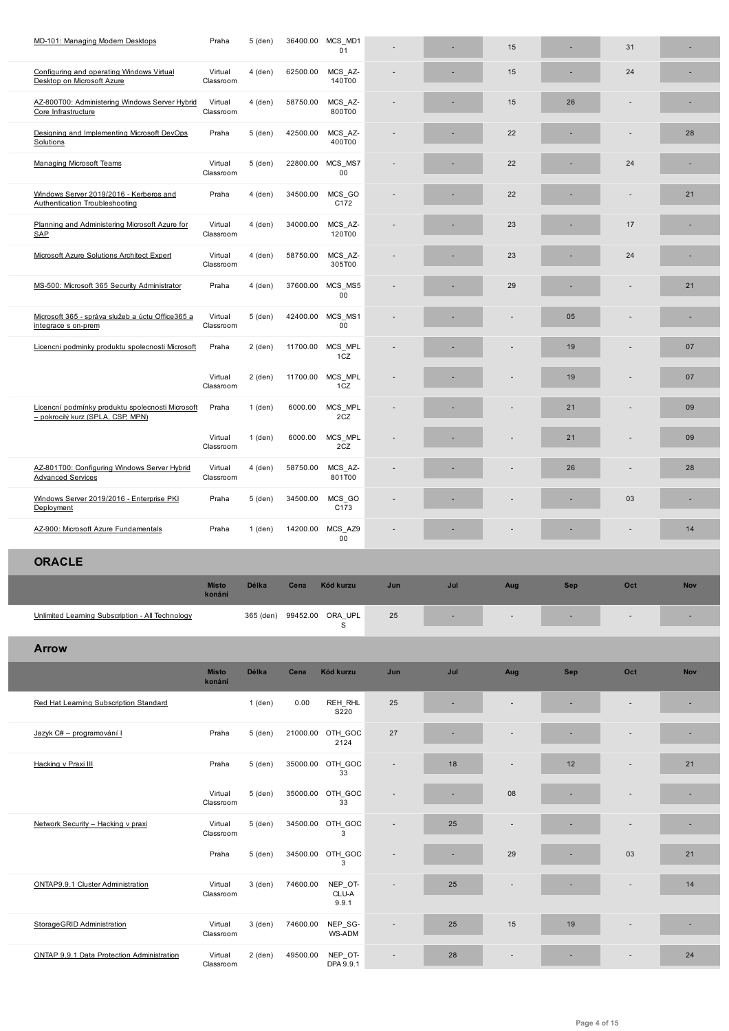| | Místo konání | Délka | Cena | Kód kurzu | Jun | Jul | Aug | Sep | Oct | Nov |
|---|---|---|---|---|---|---|---|---|---|---|
| MD-101: Managing Modern Desktops | Praha | 5 (den) | 36400.00 | MCS_MD101 | - | - | 15 | - | 31 | - |
| Configuring and operating Windows Virtual Desktop on Microsoft Azure | Virtual Classroom | 4 (den) | 62500.00 | MCS_AZ-140T00 | - | - | 15 | - | 24 | - |
| AZ-800T00: Administering Windows Server Hybrid Core Infrastructure | Virtual Classroom | 4 (den) | 58750.00 | MCS_AZ-800T00 | - | - | 15 | 26 | - | - |
| Designing and Implementing Microsoft DevOps Solutions | Praha | 5 (den) | 42500.00 | MCS_AZ-400T00 | - | - | 22 | - | - | 28 |
| Managing Microsoft Teams | Virtual Classroom | 5 (den) | 22800.00 | MCS_MS700 | - | - | 22 | - | 24 | - |
| Windows Server 2019/2016 - Kerberos and Authentication Troubleshooting | Praha | 4 (den) | 34500.00 | MCS_GOC172 | - | - | 22 | - | - | 21 |
| Planning and Administering Microsoft Azure for SAP | Virtual Classroom | 4 (den) | 34000.00 | MCS_AZ-120T00 | - | - | 23 | - | 17 | - |
| Microsoft Azure Solutions Architect Expert | Virtual Classroom | 4 (den) | 58750.00 | MCS_AZ-305T00 | - | - | 23 | - | 24 | - |
| MS-500: Microsoft 365 Security Administrator | Praha | 4 (den) | 37600.00 | MCS_MS500 | - | - | 29 | - | - | 21 |
| Microsoft 365 - správa služeb a účtu Office365 a integrace s on-prem | Virtual Classroom | 5 (den) | 42400.00 | MCS_MS100 | - | - | - | 05 | - | - |
| Licencni podminky produktu spolecnosti Microsoft | Praha | 2 (den) | 11700.00 | MCS_MPL1CZ | - | - | - | 19 | - | 07 |
| | Virtual Classroom | 2 (den) | 11700.00 | MCS_MPL1CZ | - | - | - | 19 | - | 07 |
| Licenční podmínky produktu spolecnosti Microsoft – pokrocilý kurz (SPLA, CSP, MPN) | Praha | 1 (den) | 6000.00 | MCS_MPL2CZ | - | - | - | 21 | - | 09 |
| | Virtual Classroom | 1 (den) | 6000.00 | MCS_MPL2CZ | - | - | - | 21 | - | 09 |
| AZ-801T00: Configuring Windows Server Hybrid Advanced Services | Virtual Classroom | 4 (den) | 58750.00 | MCS_AZ-801T00 | - | - | - | 26 | - | 28 |
| Windows Server 2019/2016 - Enterprise PKI Deployment | Praha | 5 (den) | 34500.00 | MCS_GOC173 | - | - | - | - | 03 | - |
| AZ-900: Microsoft Azure Fundamentals | Praha | 1 (den) | 14200.00 | MCS_AZ900 | - | - | - | - | - | 14 |

## ORACLE

| | Místo konání | Délka | Cena | Kód kurzu | Jun | Jul | Aug | Sep | Oct | Nov |
|---|---|---|---|---|---|---|---|---|---|---|
| Unlimited Learning Subscription - All Technology | | 365 (den) | 99452.00 | ORA_UPLS | 25 | - | - | - | - | - |

## Arrow

| | Místo konání | Délka | Cena | Kód kurzu | Jun | Jul | Aug | Sep | Oct | Nov |
|---|---|---|---|---|---|---|---|---|---|---|
| Red Hat Learning Subscription Standard | | 1 (den) | 0.00 | REH_RHLS220 | 25 | - | - | - | - | - |
| Jazyk C# – programování I | Praha | 5 (den) | 21000.00 | OTH_GOC2124 | 27 | - | - | - | - | - |
| Hacking v Praxi III | Praha | 5 (den) | 35000.00 | OTH_GOC33 | - | 18 | - | 12 | - | 21 |
| | Virtual Classroom | 5 (den) | 35000.00 | OTH_GOC33 | - | - | 08 | - | - | - |
| Network Security – Hacking v praxi | Virtual Classroom | 5 (den) | 34500.00 | OTH_GOC3 | - | 25 | - | - | - | - |
| | Praha | 5 (den) | 34500.00 | OTH_GOC3 | - | - | 29 | - | 03 | 21 |
| ONTAP9.9.1 Cluster Administration | Virtual Classroom | 3 (den) | 74600.00 | NEP_OT-CLU-A 9.9.1 | - | 25 | - | - | - | 14 |
| StorageGRID Administration | Virtual Classroom | 3 (den) | 74600.00 | NEP_SG-WS-ADM | - | 25 | 15 | 19 | - | - |
| ONTAP 9.9.1 Data Protection Administration | Virtual Classroom | 2 (den) | 49500.00 | NEP_OT-DPA 9.9.1 | - | 28 | - | - | - | 24 |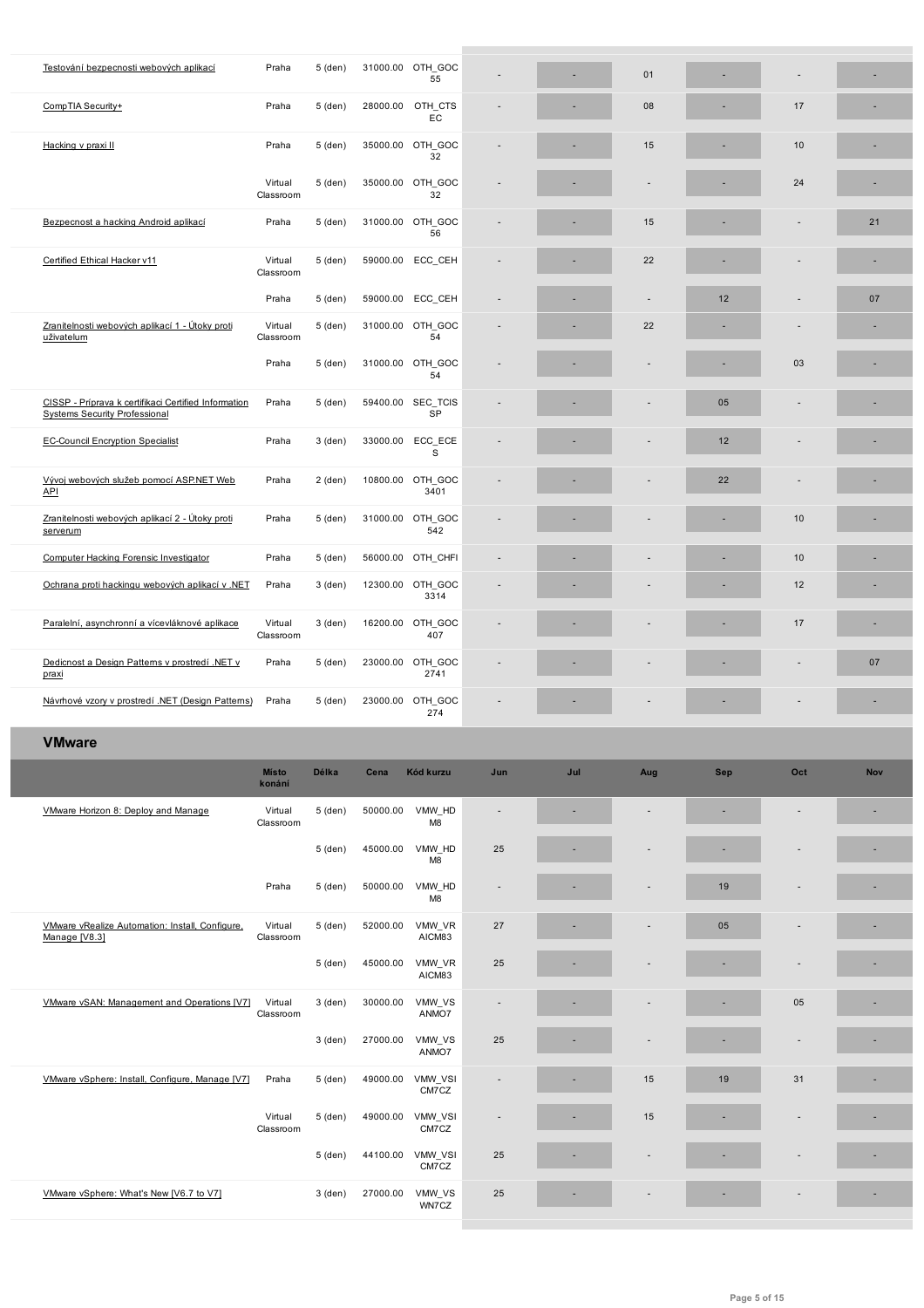| | | | | | | | | | | |
|---|---|---|---|---|---|---|---|---|---|---|
| Testování bezpecnosti webových aplikací | Praha | 5 (den) | 31000.00 | OTH_GOC55 | - | - | 01 | - | - | - |
| CompTIA Security+ | Praha | 5 (den) | 28000.00 | OTH_CTSEC | - | - | 08 | - | 17 | - |
| Hacking v praxi II | Praha | 5 (den) | 35000.00 | OTH_GOC32 | - | - | 15 | - | 10 | - |
| | Virtual Classroom | 5 (den) | 35000.00 | OTH_GOC32 | - | - | - | - | 24 | - |
| Bezpecnost a hacking Android aplikací | Praha | 5 (den) | 31000.00 | OTH_GOC56 | - | - | 15 | - | - | 21 |
| Certified Ethical Hacker v11 | Virtual Classroom | 5 (den) | 59000.00 | ECC_CEH | - | - | 22 | - | - | - |
| | Praha | 5 (den) | 59000.00 | ECC_CEH | - | - | - | 12 | - | 07 |
| Zranitelnosti webových aplikací 1 - Útoky proti uživatelum | Virtual Classroom | 5 (den) | 31000.00 | OTH_GOC54 | - | - | 22 | - | - | - |
| | Praha | 5 (den) | 31000.00 | OTH_GOC54 | - | - | - | - | 03 | - |
| CISSP - Príprava k certifikaci Certified Information Systems Security Professional | Praha | 5 (den) | 59400.00 | SEC_TCISSP | - | - | - | 05 | - | - |
| EC-Council Encryption Specialist | Praha | 3 (den) | 33000.00 | ECC_ECES | - | - | - | 12 | - | - |
| Vývoj webových služeb pomocí ASP.NET Web API | Praha | 2 (den) | 10800.00 | OTH_GOC3401 | - | - | - | 22 | - | - |
| Zranitelnosti webových aplikací 2 - Útoky proti serverum | Praha | 5 (den) | 31000.00 | OTH_GOC542 | - | - | - | - | 10 | - |
| Computer Hacking Forensic Investigator | Praha | 5 (den) | 56000.00 | OTH_CHFI | - | - | - | - | 10 | - |
| Ochrana proti hackingu webových aplikací v .NET | Praha | 3 (den) | 12300.00 | OTH_GOC3314 | - | - | - | - | 12 | - |
| Paralelní, asynchronní a vícevláknové aplikace | Virtual Classroom | 3 (den) | 16200.00 | OTH_GOC407 | - | - | - | - | 17 | - |
| Dedicnost a Design Patterns v prostredí .NET v praxi | Praha | 5 (den) | 23000.00 | OTH_GOC2741 | - | - | - | - | - | 07 |
| Návrhové vzory v prostredí .NET (Design Patterns) | Praha | 5 (den) | 23000.00 | OTH_GOC274 | - | - | - | - | - | - |

## VMware

| | Místo konání | Délka | Cena | Kód kurzu | Jun | Jul | Aug | Sep | Oct | Nov |
|---|---|---|---|---|---|---|---|---|---|---|
| VMware Horizon 8: Deploy and Manage | Virtual Classroom | 5 (den) | 50000.00 | VMW_HDM8 | - | - | - | - | - | - |
| | | 5 (den) | 45000.00 | VMW_HDM8 | 25 | - | - | - | - | - |
| | Praha | 5 (den) | 50000.00 | VMW_HDM8 | - | - | - | 19 | - | - |
| VMware vRealize Automation: Install, Configure, Manage [V8.3] | Virtual Classroom | 5 (den) | 52000.00 | VMW_VRAICM83 | 27 | - | - | 05 | - | - |
| | | 5 (den) | 45000.00 | VMW_VRAICM83 | 25 | - | - | - | - | - |
| VMware vSAN: Management and Operations [V7] | Virtual Classroom | 3 (den) | 30000.00 | VMW_VSANMO7 | - | - | - | - | 05 | - |
| | | 3 (den) | 27000.00 | VMW_VSANMO7 | 25 | - | - | - | - | - |
| VMware vSphere: Install, Configure, Manage [V7] | Praha | 5 (den) | 49000.00 | VMW_VSICM7CZ | - | - | 15 | 19 | 31 | - |
| | Virtual Classroom | 5 (den) | 49000.00 | VMW_VSICM7CZ | - | - | 15 | - | - | - |
| | | 5 (den) | 44100.00 | VMW_VSICM7CZ | 25 | - | - | - | - | - |
| VMware vSphere: What's New [V6.7 to V7] | | 3 (den) | 27000.00 | VMW_VSWN7CZ | 25 | - | - | - | - | - |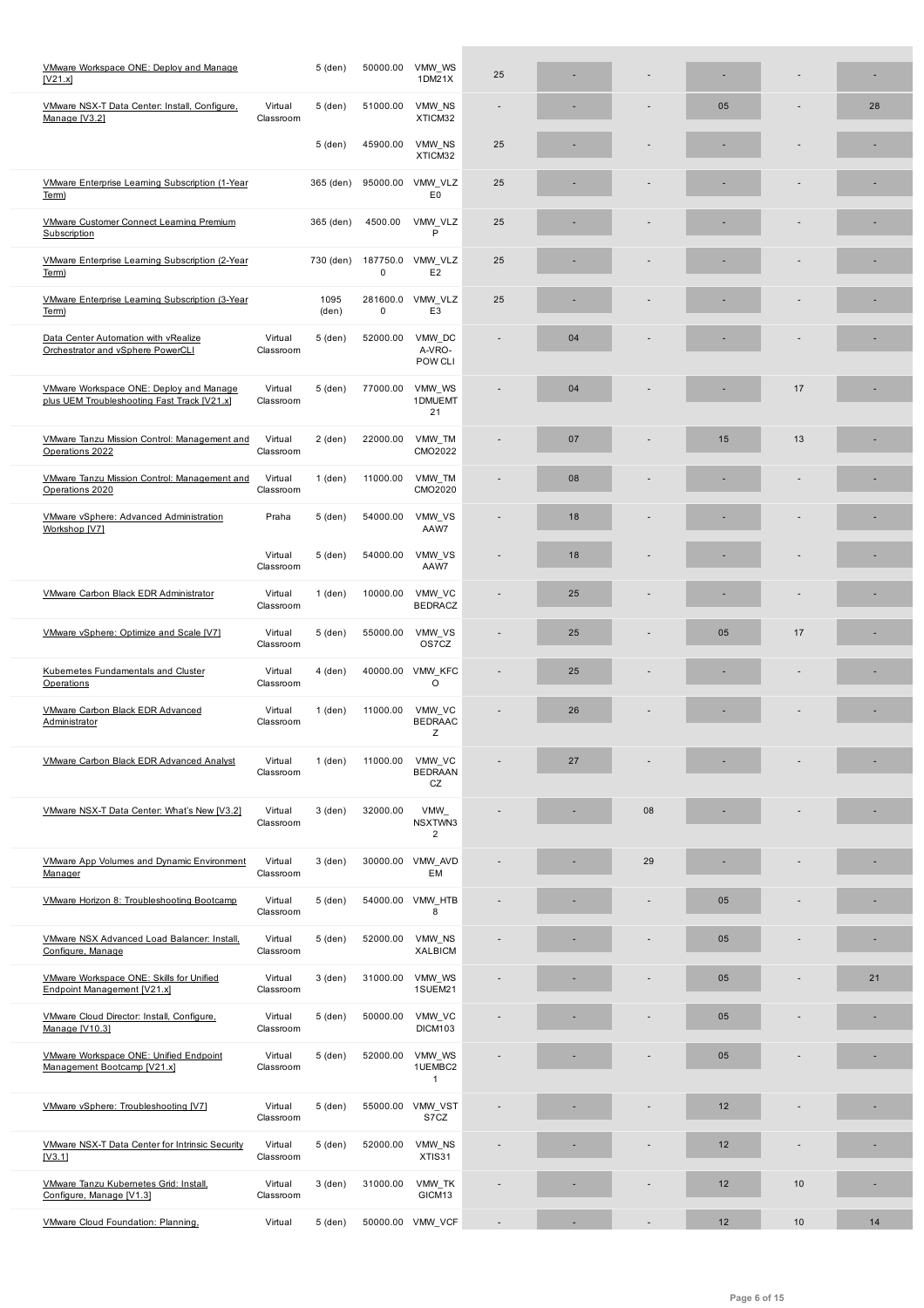| | | | | | | | | | | |
|---|---|---|---|---|---|---|---|---|---|---|
| VMware Workspace ONE: Deploy and Manage [V21.x] | | 5 (den) | 50000.00 | VMW_WS 1DM21X | 25 | - | - | - | - | - |
| VMware NSX-T Data Center: Install, Configure, Manage [V3.2] | Virtual Classroom | 5 (den) | 51000.00 | VMW_NS XTICM32 | - | - | - | 05 | - | 28 |
| | | 5 (den) | 45900.00 | VMW_NS XTICM32 | 25 | - | - | - | - | - |
| VMware Enterprise Learning Subscription (1-Year Term) | | 365 (den) | 95000.00 | VMW_VLZ E0 | 25 | - | - | - | - | - |
| VMware Customer Connect Learning Premium Subscription | | 365 (den) | 4500.00 | VMW_VLZ P | 25 | - | - | - | - | - |
| VMware Enterprise Learning Subscription (2-Year Term) | | 730 (den) | 187750.0 0 | VMW_VLZ E2 | 25 | - | - | - | - | - |
| VMware Enterprise Learning Subscription (3-Year Term) | | 1095 (den) | 281600.0 0 | VMW_VLZ E3 | 25 | - | - | - | - | - |
| Data Center Automation with vRealize Orchestrator and vSphere PowerCLI | Virtual Classroom | 5 (den) | 52000.00 | VMW_DC A-VRO-POW CLI | - | 04 | - | - | - | - |
| VMware Workspace ONE: Deploy and Manage plus UEM Troubleshooting Fast Track [V21.x] | Virtual Classroom | 5 (den) | 77000.00 | VMW_WS 1DMUEMT 21 | - | 04 | - | - | 17 | - |
| VMware Tanzu Mission Control: Management and Operations 2022 | Virtual Classroom | 2 (den) | 22000.00 | VMW_TM CMO2022 | - | 07 | - | 15 | 13 | - |
| VMware Tanzu Mission Control: Management and Operations 2020 | Virtual Classroom | 1 (den) | 11000.00 | VMW_TM CMO2020 | - | 08 | - | - | - | - |
| VMware vSphere: Advanced Administration Workshop [V7] | Praha | 5 (den) | 54000.00 | VMW_VS AAW7 | - | 18 | - | - | - | - |
| | Virtual Classroom | 5 (den) | 54000.00 | VMW_VS AAW7 | - | 18 | - | - | - | - |
| VMware Carbon Black EDR Administrator | Virtual Classroom | 1 (den) | 10000.00 | VMW_VC BEDRACZ | - | 25 | - | - | - | - |
| VMware vSphere: Optimize and Scale [V7] | Virtual Classroom | 5 (den) | 55000.00 | VMW_VS OS7CZ | - | 25 | - | 05 | 17 | - |
| Kubernetes Fundamentals and Cluster Operations | Virtual Classroom | 4 (den) | 40000.00 | VMW_KFC O | - | 25 | - | - | - | - |
| VMware Carbon Black EDR Advanced Administrator | Virtual Classroom | 1 (den) | 11000.00 | VMW_VC BEDRAAC Z | - | 26 | - | - | - | - |
| VMware Carbon Black EDR Advanced Analyst | Virtual Classroom | 1 (den) | 11000.00 | VMW_VC BEDRAAN CZ | - | 27 | - | - | - | - |
| VMware NSX-T Data Center: What's New [V3.2] | Virtual Classroom | 3 (den) | 32000.00 | VMW_ NSXTWN3 2 | - | - | 08 | - | - | - |
| VMware App Volumes and Dynamic Environment Manager | Virtual Classroom | 3 (den) | 30000.00 | VMW_AVD EM | - | - | 29 | - | - | - |
| VMware Horizon 8: Troubleshooting Bootcamp | Virtual Classroom | 5 (den) | 54000.00 | VMW_HTB 8 | - | - | - | 05 | - | - |
| VMware NSX Advanced Load Balancer: Install, Configure, Manage | Virtual Classroom | 5 (den) | 52000.00 | VMW_NS XALBICM | - | - | - | 05 | - | - |
| VMware Workspace ONE: Skills for Unified Endpoint Management [V21.x] | Virtual Classroom | 3 (den) | 31000.00 | VMW_WS 1SUEM21 | - | - | - | 05 | - | 21 |
| VMware Cloud Director: Install, Configure, Manage [V10.3] | Virtual Classroom | 5 (den) | 50000.00 | VMW_VC DICM103 | - | - | - | 05 | - | - |
| VMware Workspace ONE: Unified Endpoint Management Bootcamp [V21.x] | Virtual Classroom | 5 (den) | 52000.00 | VMW_WS 1UEMBC2 1 | - | - | - | 05 | - | - |
| VMware vSphere: Troubleshooting [V7] | Virtual Classroom | 5 (den) | 55000.00 | VMW_VST S7CZ | - | - | - | 12 | - | - |
| VMware NSX-T Data Center for Intrinsic Security [V3.1] | Virtual Classroom | 5 (den) | 52000.00 | VMW_NS XTIS31 | - | - | - | 12 | - | - |
| VMware Tanzu Kubernetes Grid: Install, Configure, Manage [V1.3] | Virtual Classroom | 3 (den) | 31000.00 | VMW_TK GICM13 | - | - | - | 12 | 10 | - |
| VMware Cloud Foundation: Planning, | Virtual | 5 (den) | 50000.00 | VMW_VCF | - | - | - | 12 | 10 | 14 |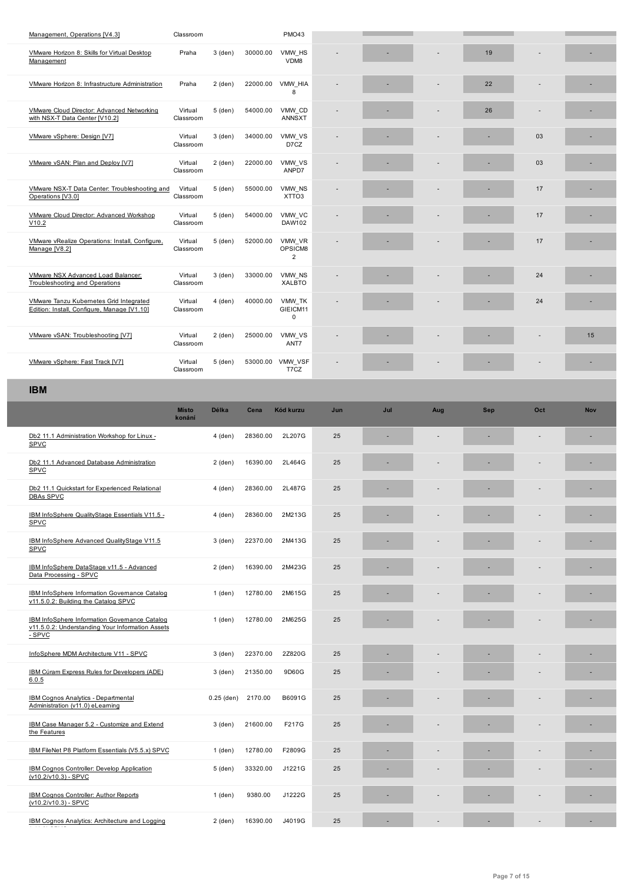| | | | | | | | | | | |
|---|---|---|---|---|---|---|---|---|---|---|
| Management, Operations [V4.3] | Classroom | | | PMO43 | | | | | | |
| VMware Horizon 8: Skills for Virtual Desktop Management | Praha | 3 (den) | 30000.00 | VMW_HSVDM8 | - | - | - | 19 | - | - |
| VMware Horizon 8: Infrastructure Administration | Praha | 2 (den) | 22000.00 | VMW_HIA8 | - | - | - | 22 | - | - |
| VMware Cloud Director: Advanced Networking with NSX-T Data Center [V10.2] | Virtual Classroom | 5 (den) | 54000.00 | VMW_CDANNSXT | - | - | - | 26 | - | - |
| VMware vSphere: Design [V7] | Virtual Classroom | 3 (den) | 34000.00 | VMW_VSD7CZ | - | - | - | - | 03 | - |
| VMware vSAN: Plan and Deploy [V7] | Virtual Classroom | 2 (den) | 22000.00 | VMW_VSANPD7 | - | - | - | - | 03 | - |
| VMware NSX-T Data Center: Troubleshooting and Operations [V3.0] | Virtual Classroom | 5 (den) | 55000.00 | VMW_NSXTTO3 | - | - | - | - | 17 | - |
| VMware Cloud Director: Advanced Workshop V10.2 | Virtual Classroom | 5 (den) | 54000.00 | VMW_VCDAW102 | - | - | - | - | 17 | - |
| VMware vRealize Operations: Install, Configure, Manage [V8.2] | Virtual Classroom | 5 (den) | 52000.00 | VMW_VROPSICM82 | - | - | - | - | 17 | - |
| VMware NSX Advanced Load Balancer: Troubleshooting and Operations | Virtual Classroom | 3 (den) | 33000.00 | VMW_NSXALBTO | - | - | - | - | 24 | - |
| VMware Tanzu Kubernetes Grid Integrated Edition: Install, Configure, Manage [V1.10] | Virtual Classroom | 4 (den) | 40000.00 | VMW_TKGIEICM110 | - | - | - | - | 24 | - |
| VMware vSAN: Troubleshooting [V7] | Virtual Classroom | 2 (den) | 25000.00 | VMW_VSANT7 | - | - | - | - | - | 15 |
| VMware vSphere: Fast Track [V7] | Virtual Classroom | 5 (den) | 53000.00 | VMW_VSFT7CZ | - | - | - | - | - | - |

## IBM

| | Místo konání | Délka | Cena | Kód kurzu | Jun | Jul | Aug | Sep | Oct | Nov |
|---|---|---|---|---|---|---|---|---|---|---|
| Db2 11.1 Administration Workshop for Linux - SPVC | | 4 (den) | 28360.00 | 2L207G | 25 | - | - | - | - | - |
| Db2 11.1 Advanced Database Administration SPVC | | 2 (den) | 16390.00 | 2L464G | 25 | - | - | - | - | - |
| Db2 11.1 Quickstart for Experienced Relational DBAs SPVC | | 4 (den) | 28360.00 | 2L487G | 25 | - | - | - | - | - |
| IBM InfoSphere QualityStage Essentials V11.5 - SPVC | | 4 (den) | 28360.00 | 2M213G | 25 | - | - | - | - | - |
| IBM InfoSphere Advanced QualityStage V11.5 SPVC | | 3 (den) | 22370.00 | 2M413G | 25 | - | - | - | - | - |
| IBM InfoSphere DataStage v11.5 - Advanced Data Processing - SPVC | | 2 (den) | 16390.00 | 2M423G | 25 | - | - | - | - | - |
| IBM InfoSphere Information Governance Catalog v11.5.0.2: Building the Catalog SPVC | | 1 (den) | 12780.00 | 2M615G | 25 | - | - | - | - | - |
| IBM InfoSphere Information Governance Catalog v11.5.0.2: Understanding Your Information Assets - SPVC | | 1 (den) | 12780.00 | 2M625G | 25 | - | - | - | - | - |
| InfoSphere MDM Architecture V11 - SPVC | | 3 (den) | 22370.00 | 2Z820G | 25 | - | - | - | - | - |
| IBM Cúram Express Rules for Developers (ADE) 6.0.5 | | 3 (den) | 21350.00 | 9D60G | 25 | - | - | - | - | - |
| IBM Cognos Analytics - Departmental Administration (v11.0) eLearning | | 0.25 (den) | 2170.00 | B6091G | 25 | - | - | - | - | - |
| IBM Case Manager 5.2 - Customize and Extend the Features | | 3 (den) | 21600.00 | F217G | 25 | - | - | - | - | - |
| IBM FileNet P8 Platform Essentials (V5.5.x) SPVC | | 1 (den) | 12780.00 | F2809G | 25 | - | - | - | - | - |
| IBM Cognos Controller: Develop Application (v10.2/v10.3) - SPVC | | 5 (den) | 33320.00 | J1221G | 25 | - | - | - | - | - |
| IBM Cognos Controller: Author Reports (v10.2/v10.3) - SPVC | | 1 (den) | 9380.00 | J1222G | 25 | - | - | - | - | - |
| IBM Cognos Analytics: Architecture and Logging | | 2 (den) | 16390.00 | J4019G | 25 | - | - | - | - | - |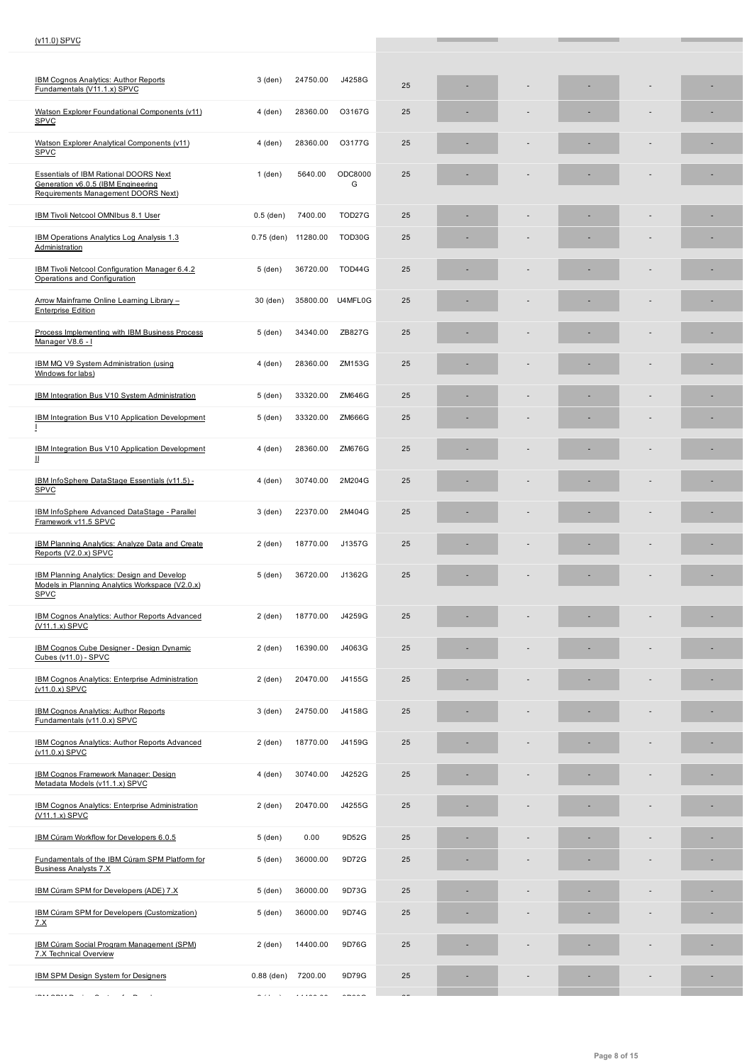| Course | Duration | Price | Code | | | | | | | |
|---|---|---|---|---|---|---|---|---|---|---|
| (v11.0) SPVC | | | | | | | | | | |
| IBM Cognos Analytics: Author Reports Fundamentals (V11.1.x) SPVC | 3 (den) | 24750.00 | J4258G | 25 | - | - | - | - | - | - |
| Watson Explorer Foundational Components (v11) SPVC | 4 (den) | 28360.00 | O3167G | 25 | - | - | - | - | - | - |
| Watson Explorer Analytical Components (v11) SPVC | 4 (den) | 28360.00 | O3177G | 25 | - | - | - | - | - | - |
| Essentials of IBM Rational DOORS Next Generation v6.0.5 (IBM Engineering Requirements Management DOORS Next) | 1 (den) | 5640.00 | ODC8000G | 25 | - | - | - | - | - | - |
| IBM Tivoli Netcool OMNIbus 8.1 User | 0.5 (den) | 7400.00 | TOD27G | 25 | - | - | - | - | - | - |
| IBM Operations Analytics Log Analysis 1.3 Administration | 0.75 (den) | 11280.00 | TOD30G | 25 | - | - | - | - | - | - |
| IBM Tivoli Netcool Configuration Manager 6.4.2 Operations and Configuration | 5 (den) | 36720.00 | TOD44G | 25 | - | - | - | - | - | - |
| Arrow Mainframe Online Learning Library – Enterprise Edition | 30 (den) | 35800.00 | U4MFL0G | 25 | - | - | - | - | - | - |
| Process Implementing with IBM Business Process Manager V8.6 - I | 5 (den) | 34340.00 | ZB827G | 25 | - | - | - | - | - | - |
| IBM MQ V9 System Administration (using Windows for labs) | 4 (den) | 28360.00 | ZM153G | 25 | - | - | - | - | - | - |
| IBM Integration Bus V10 System Administration | 5 (den) | 33320.00 | ZM646G | 25 | - | - | - | - | - | - |
| IBM Integration Bus V10 Application Development I | 5 (den) | 33320.00 | ZM666G | 25 | - | - | - | - | - | - |
| IBM Integration Bus V10 Application Development II | 4 (den) | 28360.00 | ZM676G | 25 | - | - | - | - | - | - |
| IBM InfoSphere DataStage Essentials (v11.5) - SPVC | 4 (den) | 30740.00 | 2M204G | 25 | - | - | - | - | - | - |
| IBM InfoSphere Advanced DataStage - Parallel Framework v11.5 SPVC | 3 (den) | 22370.00 | 2M404G | 25 | - | - | - | - | - | - |
| IBM Planning Analytics: Analyze Data and Create Reports (V2.0.x) SPVC | 2 (den) | 18770.00 | J1357G | 25 | - | - | - | - | - | - |
| IBM Planning Analytics: Design and Develop Models in Planning Analytics Workspace (V2.0.x) SPVC | 5 (den) | 36720.00 | J1362G | 25 | - | - | - | - | - | - |
| IBM Cognos Analytics: Author Reports Advanced (V11.1.x) SPVC | 2 (den) | 18770.00 | J4259G | 25 | - | - | - | - | - | - |
| IBM Cognos Cube Designer - Design Dynamic Cubes (v11.0) - SPVC | 2 (den) | 16390.00 | J4063G | 25 | - | - | - | - | - | - |
| IBM Cognos Analytics: Enterprise Administration (v11.0.x) SPVC | 2 (den) | 20470.00 | J4155G | 25 | - | - | - | - | - | - |
| IBM Cognos Analytics: Author Reports Fundamentals (v11.0.x) SPVC | 3 (den) | 24750.00 | J4158G | 25 | - | - | - | - | - | - |
| IBM Cognos Analytics: Author Reports Advanced (v11.0.x) SPVC | 2 (den) | 18770.00 | J4159G | 25 | - | - | - | - | - | - |
| IBM Cognos Framework Manager: Design Metadata Models (v11.1.x) SPVC | 4 (den) | 30740.00 | J4252G | 25 | - | - | - | - | - | - |
| IBM Cognos Analytics: Enterprise Administration (V11.1.x) SPVC | 2 (den) | 20470.00 | J4255G | 25 | - | - | - | - | - | - |
| IBM Cúram Workflow for Developers 6.0.5 | 5 (den) | 0.00 | 9D52G | 25 | - | - | - | - | - | - |
| Fundamentals of the IBM Cúram SPM Platform for Business Analysts 7.X | 5 (den) | 36000.00 | 9D72G | 25 | - | - | - | - | - | - |
| IBM Cúram SPM for Developers (ADE) 7.X | 5 (den) | 36000.00 | 9D73G | 25 | - | - | - | - | - | - |
| IBM Cúram SPM for Developers (Customization) 7.X | 5 (den) | 36000.00 | 9D74G | 25 | - | - | - | - | - | - |
| IBM Cúram Social Program Management (SPM) 7.X Technical Overview | 2 (den) | 14400.00 | 9D76G | 25 | - | - | - | - | - | - |
| IBM SPM Design System for Designers | 0.88 (den) | 7200.00 | 9D79G | 25 | - | - | - | - | - | - |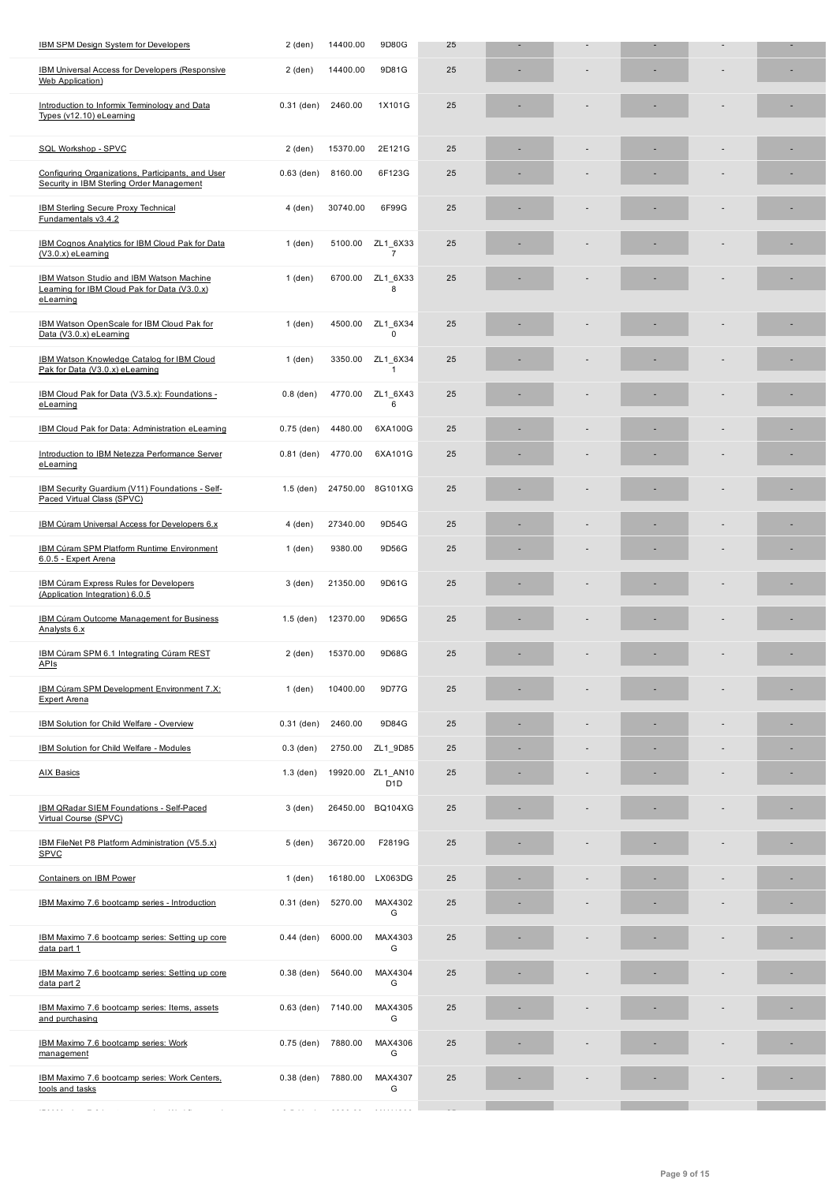| | | | | | | | | | |
|---|---|---|---|---|---|---|---|---|---|
| IBM SPM Design System for Developers | 2 (den) | 14400.00 | 9D80G | 25 | - | - | - | - | - |
| IBM Universal Access for Developers (Responsive Web Application) | 2 (den) | 14400.00 | 9D81G | 25 | - | - | - | - | - |
| Introduction to Informix Terminology and Data Types (v12.10) eLearning | 0.31 (den) | 2460.00 | 1X101G | 25 | - | - | - | - | - |
| SQL Workshop - SPVC | 2 (den) | 15370.00 | 2E121G | 25 | - | - | - | - | - |
| Configuring Organizations, Participants, and User Security in IBM Sterling Order Management | 0.63 (den) | 8160.00 | 6F123G | 25 | - | - | - | - | - |
| IBM Sterling Secure Proxy Technical Fundamentals v3.4.2 | 4 (den) | 30740.00 | 6F99G | 25 | - | - | - | - | - |
| IBM Cognos Analytics for IBM Cloud Pak for Data (V3.0.x) eLearning | 1 (den) | 5100.00 | ZL1_6X337 | 25 | - | - | - | - | - |
| IBM Watson Studio and IBM Watson Machine Learning for IBM Cloud Pak for Data (V3.0.x) eLearning | 1 (den) | 6700.00 | ZL1_6X338 | 25 | - | - | - | - | - |
| IBM Watson OpenScale for IBM Cloud Pak for Data (V3.0.x) eLearning | 1 (den) | 4500.00 | ZL1_6X340 | 25 | - | - | - | - | - |
| IBM Watson Knowledge Catalog for IBM Cloud Pak for Data (V3.0.x) eLearning | 1 (den) | 3350.00 | ZL1_6X341 | 25 | - | - | - | - | - |
| IBM Cloud Pak for Data (V3.5.x): Foundations - eLearning | 0.8 (den) | 4770.00 | ZL1_6X436 | 25 | - | - | - | - | - |
| IBM Cloud Pak for Data: Administration eLearning | 0.75 (den) | 4480.00 | 6XA100G | 25 | - | - | - | - | - |
| Introduction to IBM Netezza Performance Server eLearning | 0.81 (den) | 4770.00 | 6XA101G | 25 | - | - | - | - | - |
| IBM Security Guardium (V11) Foundations - Self-Paced Virtual Class (SPVC) | 1.5 (den) | 24750.00 | 8G101XG | 25 | - | - | - | - | - |
| IBM Cúram Universal Access for Developers 6.x | 4 (den) | 27340.00 | 9D54G | 25 | - | - | - | - | - |
| IBM Cúram SPM Platform Runtime Environment 6.0.5 - Expert Arena | 1 (den) | 9380.00 | 9D56G | 25 | - | - | - | - | - |
| IBM Cúram Express Rules for Developers (Application Integration) 6.0.5 | 3 (den) | 21350.00 | 9D61G | 25 | - | - | - | - | - |
| IBM Cúram Outcome Management for Business Analysts 6.x | 1.5 (den) | 12370.00 | 9D65G | 25 | - | - | - | - | - |
| IBM Cúram SPM 6.1 Integrating Cúram REST APIs | 2 (den) | 15370.00 | 9D68G | 25 | - | - | - | - | - |
| IBM Cúram SPM Development Environment 7.X: Expert Arena | 1 (den) | 10400.00 | 9D77G | 25 | - | - | - | - | - |
| IBM Solution for Child Welfare - Overview | 0.31 (den) | 2460.00 | 9D84G | 25 | - | - | - | - | - |
| IBM Solution for Child Welfare - Modules | 0.3 (den) | 2750.00 | ZL1_9D85 | 25 | - | - | - | - | - |
| AIX Basics | 1.3 (den) | 19920.00 | ZL1_AN10D1D | 25 | - | - | - | - | - |
| IBM QRadar SIEM Foundations - Self-Paced Virtual Course (SPVC) | 3 (den) | 26450.00 | BQ104XG | 25 | - | - | - | - | - |
| IBM FileNet P8 Platform Administration (V5.5.x) SPVC | 5 (den) | 36720.00 | F2819G | 25 | - | - | - | - | - |
| Containers on IBM Power | 1 (den) | 16180.00 | LX063DG | 25 | - | - | - | - | - |
| IBM Maximo 7.6 bootcamp series - Introduction | 0.31 (den) | 5270.00 | MAX4302G | 25 | - | - | - | - | - |
| IBM Maximo 7.6 bootcamp series: Setting up core data part 1 | 0.44 (den) | 6000.00 | MAX4303G | 25 | - | - | - | - | - |
| IBM Maximo 7.6 bootcamp series: Setting up core data part 2 | 0.38 (den) | 5640.00 | MAX4304G | 25 | - | - | - | - | - |
| IBM Maximo 7.6 bootcamp series: Items, assets and purchasing | 0.63 (den) | 7140.00 | MAX4305G | 25 | - | - | - | - | - |
| IBM Maximo 7.6 bootcamp series: Work management | 0.75 (den) | 7880.00 | MAX4306G | 25 | - | - | - | - | - |
| IBM Maximo 7.6 bootcamp series: Work Centers, tools and tasks | 0.38 (den) | 7880.00 | MAX4307G | 25 | - | - | - | - | - |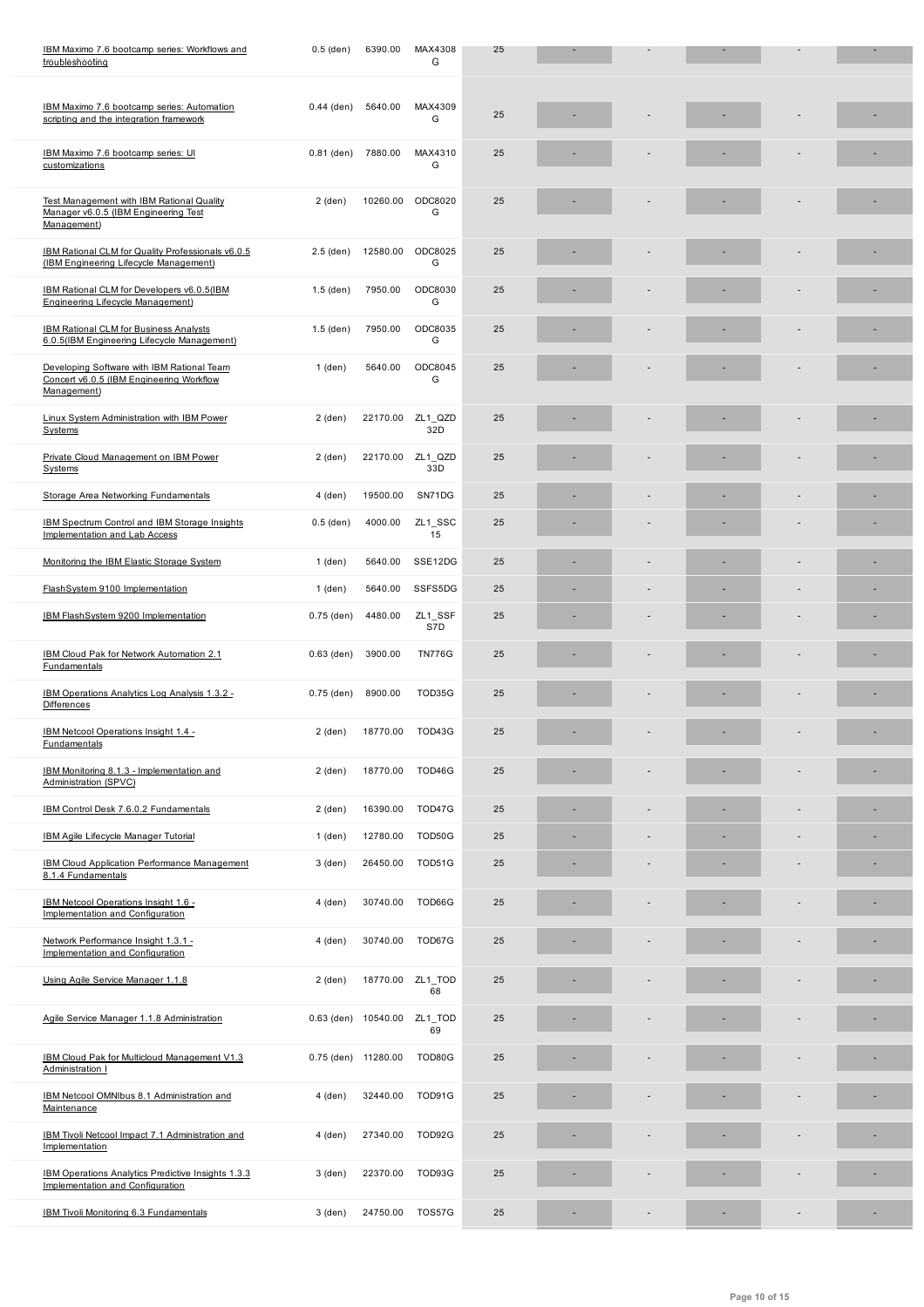| | | | | | | | | | | |
|---|---|---|---|---|---|---|---|---|---|---|
| IBM Maximo 7.6 bootcamp series: Workflows and troubleshooting | 0.5 (den) | 6390.00 | MAX4308G | 25 | - | - | - | - | - |
| IBM Maximo 7.6 bootcamp series: Automation scripting and the integration framework | 0.44 (den) | 5640.00 | MAX4309G | 25 | - | - | - | - | - |
| IBM Maximo 7.6 bootcamp series: UI customizations | 0.81 (den) | 7880.00 | MAX4310G | 25 | - | - | - | - | - |
| Test Management with IBM Rational Quality Manager v6.0.5 (IBM Engineering Test Management) | 2 (den) | 10260.00 | ODC8020G | 25 | - | - | - | - | - |
| IBM Rational CLM for Quality Professionals v6.0.5 (IBM Engineering Lifecycle Management) | 2.5 (den) | 12580.00 | ODC8025G | 25 | - | - | - | - | - |
| IBM Rational CLM for Developers v6.0.5(IBM Engineering Lifecycle Management) | 1.5 (den) | 7950.00 | ODC8030G | 25 | - | - | - | - | - |
| IBM Rational CLM for Business Analysts 6.0.5(IBM Engineering Lifecycle Management) | 1.5 (den) | 7950.00 | ODC8035G | 25 | - | - | - | - | - |
| Developing Software with IBM Rational Team Concert v6.0.5 (IBM Engineering Workflow Management) | 1 (den) | 5640.00 | ODC8045G | 25 | - | - | - | - | - |
| Linux System Administration with IBM Power Systems | 2 (den) | 22170.00 | ZL1_QZD32D | 25 | - | - | - | - | - |
| Private Cloud Management on IBM Power Systems | 2 (den) | 22170.00 | ZL1_QZD33D | 25 | - | - | - | - | - |
| Storage Area Networking Fundamentals | 4 (den) | 19500.00 | SN71DG | 25 | - | - | - | - | - |
| IBM Spectrum Control and IBM Storage Insights Implementation and Lab Access | 0.5 (den) | 4000.00 | ZL1_SSC15 | 25 | - | - | - | - | - |
| Monitoring the IBM Elastic Storage System | 1 (den) | 5640.00 | SSE12DG | 25 | - | - | - | - | - |
| FlashSystem 9100 Implementation | 1 (den) | 5640.00 | SSFS5DG | 25 | - | - | - | - | - |
| IBM FlashSystem 9200 Implementation | 0.75 (den) | 4480.00 | ZL1_SSFS7D | 25 | - | - | - | - | - |
| IBM Cloud Pak for Network Automation 2.1 Fundamentals | 0.63 (den) | 3900.00 | TN776G | 25 | - | - | - | - | - |
| IBM Operations Analytics Log Analysis 1.3.2 - Differences | 0.75 (den) | 8900.00 | TOD35G | 25 | - | - | - | - | - |
| IBM Netcool Operations Insight 1.4 - Fundamentals | 2 (den) | 18770.00 | TOD43G | 25 | - | - | - | - | - |
| IBM Monitoring 8.1.3 - Implementation and Administration (SPVC) | 2 (den) | 18770.00 | TOD46G | 25 | - | - | - | - | - |
| IBM Control Desk 7.6.0.2 Fundamentals | 2 (den) | 16390.00 | TOD47G | 25 | - | - | - | - | - |
| IBM Agile Lifecycle Manager Tutorial | 1 (den) | 12780.00 | TOD50G | 25 | - | - | - | - | - |
| IBM Cloud Application Performance Management 8.1.4 Fundamentals | 3 (den) | 26450.00 | TOD51G | 25 | - | - | - | - | - |
| IBM Netcool Operations Insight 1.6 - Implementation and Configuration | 4 (den) | 30740.00 | TOD66G | 25 | - | - | - | - | - |
| Network Performance Insight 1.3.1 - Implementation and Configuration | 4 (den) | 30740.00 | TOD67G | 25 | - | - | - | - | - |
| Using Agile Service Manager 1.1.8 | 2 (den) | 18770.00 | ZL1_TOD68 | 25 | - | - | - | - | - |
| Agile Service Manager 1.1.8 Administration | 0.63 (den) | 10540.00 | ZL1_TOD69 | 25 | - | - | - | - | - |
| IBM Cloud Pak for Multicloud Management V1.3 Administration I | 0.75 (den) | 11280.00 | TOD80G | 25 | - | - | - | - | - |
| IBM Netcool OMNIbus 8.1 Administration and Maintenance | 4 (den) | 32440.00 | TOD91G | 25 | - | - | - | - | - |
| IBM Tivoli Netcool Impact 7.1 Administration and Implementation | 4 (den) | 27340.00 | TOD92G | 25 | - | - | - | - | - |
| IBM Operations Analytics Predictive Insights 1.3.3 Implementation and Configuration | 3 (den) | 22370.00 | TOD93G | 25 | - | - | - | - | - |
| IBM Tivoli Monitoring 6.3 Fundamentals | 3 (den) | 24750.00 | TOS57G | 25 | - | - | - | - | - |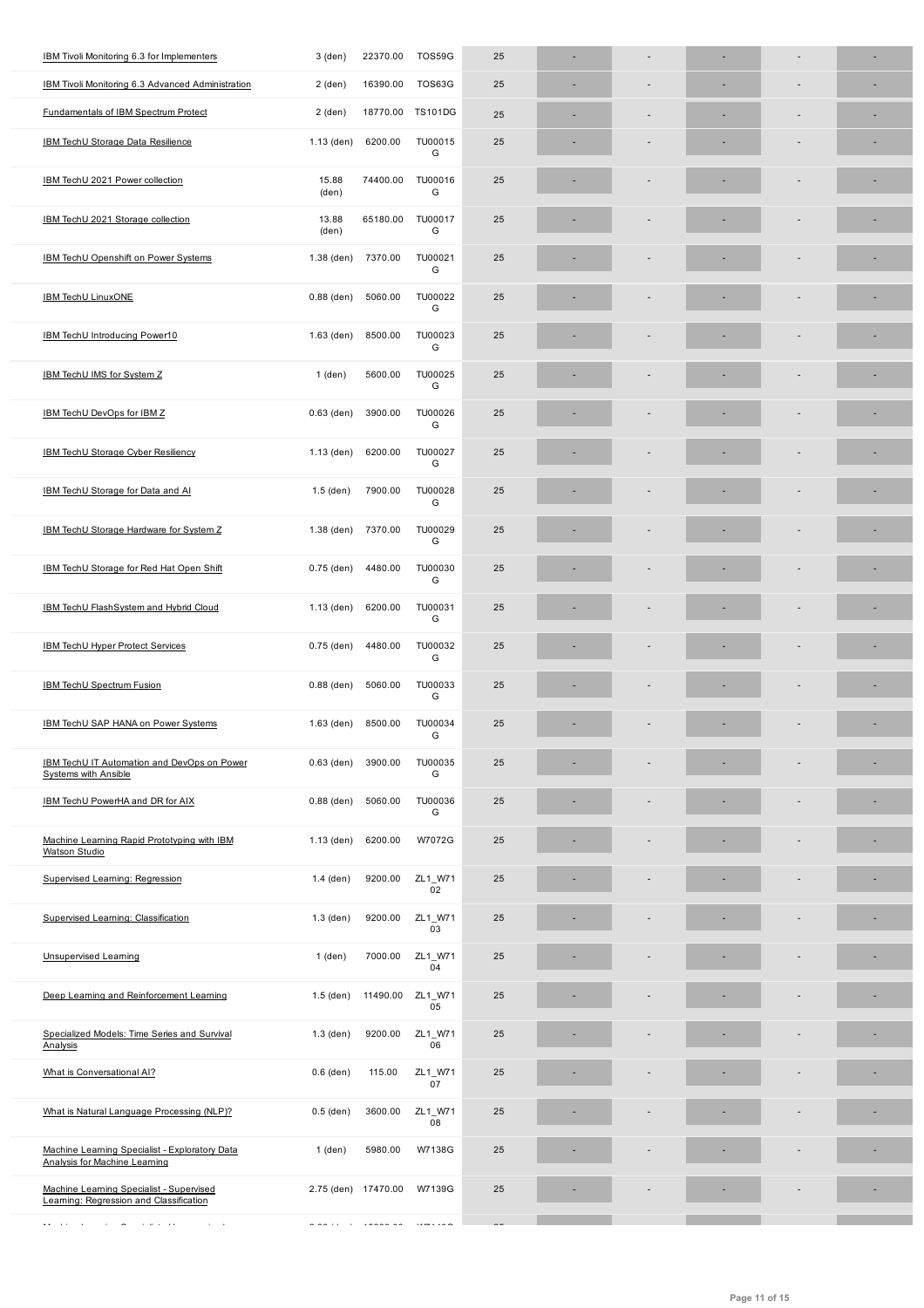| | | | | | | | | | |
|---|---|---|---|---|---|---|---|---|---|
| IBM Tivoli Monitoring 6.3 for Implementers | 3 (den) | 22370.00 | TOS59G | 25 | - | - | - | - | - |
| IBM Tivoli Monitoring 6.3 Advanced Administration | 2 (den) | 16390.00 | TOS63G | 25 | - | - | - | - | - |
| Fundamentals of IBM Spectrum Protect | 2 (den) | 18770.00 | TS101DG | 25 | - | - | - | - | - |
| IBM TechU Storage Data Resilience | 1.13 (den) | 6200.00 | TU00015G | 25 | - | - | - | - | - |
| IBM TechU 2021 Power collection | 15.88 (den) | 74400.00 | TU00016G | 25 | - | - | - | - | - |
| IBM TechU 2021 Storage collection | 13.88 (den) | 65180.00 | TU00017G | 25 | - | - | - | - | - |
| IBM TechU Openshift on Power Systems | 1.38 (den) | 7370.00 | TU00021G | 25 | - | - | - | - | - |
| IBM TechU LinuxONE | 0.88 (den) | 5060.00 | TU00022G | 25 | - | - | - | - | - |
| IBM TechU Introducing Power10 | 1.63 (den) | 8500.00 | TU00023G | 25 | - | - | - | - | - |
| IBM TechU IMS for System Z | 1 (den) | 5600.00 | TU00025G | 25 | - | - | - | - | - |
| IBM TechU DevOps for IBM Z | 0.63 (den) | 3900.00 | TU00026G | 25 | - | - | - | - | - |
| IBM TechU Storage Cyber Resiliency | 1.13 (den) | 6200.00 | TU00027G | 25 | - | - | - | - | - |
| IBM TechU Storage for Data and AI | 1.5 (den) | 7900.00 | TU00028G | 25 | - | - | - | - | - |
| IBM TechU Storage Hardware for System Z | 1.38 (den) | 7370.00 | TU00029G | 25 | - | - | - | - | - |
| IBM TechU Storage for Red Hat Open Shift | 0.75 (den) | 4480.00 | TU00030G | 25 | - | - | - | - | - |
| IBM TechU FlashSystem and Hybrid Cloud | 1.13 (den) | 6200.00 | TU00031G | 25 | - | - | - | - | - |
| IBM TechU Hyper Protect Services | 0.75 (den) | 4480.00 | TU00032G | 25 | - | - | - | - | - |
| IBM TechU Spectrum Fusion | 0.88 (den) | 5060.00 | TU00033G | 25 | - | - | - | - | - |
| IBM TechU SAP HANA on Power Systems | 1.63 (den) | 8500.00 | TU00034G | 25 | - | - | - | - | - |
| IBM TechU IT Automation and DevOps on Power Systems with Ansible | 0.63 (den) | 3900.00 | TU00035G | 25 | - | - | - | - | - |
| IBM TechU PowerHA and DR for AIX | 0.88 (den) | 5060.00 | TU00036G | 25 | - | - | - | - | - |
| Machine Learning Rapid Prototyping with IBM Watson Studio | 1.13 (den) | 6200.00 | W7072G | 25 | - | - | - | - | - |
| Supervised Learning: Regression | 1.4 (den) | 9200.00 | ZL1_W7102 | 25 | - | - | - | - | - |
| Supervised Learning: Classification | 1.3 (den) | 9200.00 | ZL1_W7103 | 25 | - | - | - | - | - |
| Unsupervised Learning | 1 (den) | 7000.00 | ZL1_W7104 | 25 | - | - | - | - | - |
| Deep Learning and Reinforcement Learning | 1.5 (den) | 11490.00 | ZL1_W7105 | 25 | - | - | - | - | - |
| Specialized Models: Time Series and Survival Analysis | 1.3 (den) | 9200.00 | ZL1_W7106 | 25 | - | - | - | - | - |
| What is Conversational AI? | 0.6 (den) | 115.00 | ZL1_W7107 | 25 | - | - | - | - | - |
| What is Natural Language Processing (NLP)? | 0.5 (den) | 3600.00 | ZL1_W7108 | 25 | - | - | - | - | - |
| Machine Learning Specialist - Exploratory Data Analysis for Machine Learning | 1 (den) | 5980.00 | W7138G | 25 | - | - | - | - | - |
| Machine Learning Specialist - Supervised Learning: Regression and Classification | 2.75 (den) | 17470.00 | W7139G | 25 | - | - | - | - | - |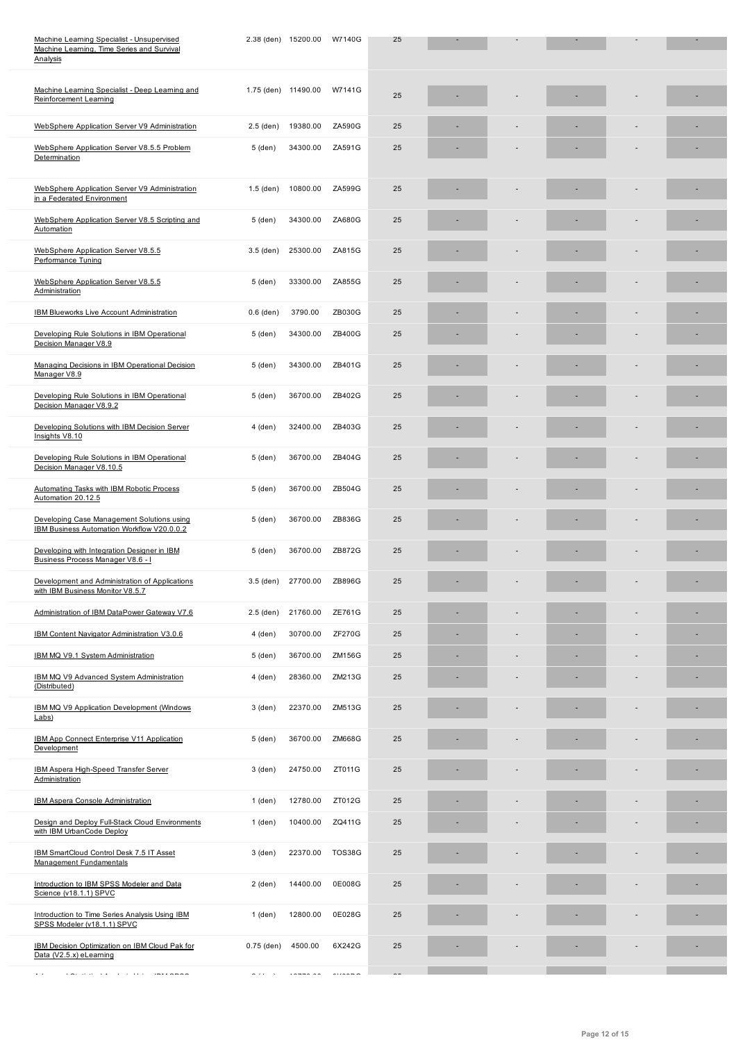| | | | | | | | | | | |
|---|---|---|---|---|---|---|---|---|---|---|
| Machine Learning Specialist - Unsupervised Machine Learning, Time Series and Survival Analysis | 2.38 (den) | 15200.00 | W7140G | 25 | - | - | - | - | - |
| Machine Learning Specialist - Deep Learning and Reinforcement Learning | 1.75 (den) | 11490.00 | W7141G | 25 | - | - | - | - | - |
| WebSphere Application Server V9 Administration | 2.5 (den) | 19380.00 | ZA590G | 25 | - | - | - | - | - |
| WebSphere Application Server V8.5.5 Problem Determination | 5 (den) | 34300.00 | ZA591G | 25 | - | - | - | - | - |
| WebSphere Application Server V9 Administration in a Federated Environment | 1.5 (den) | 10800.00 | ZA599G | 25 | - | - | - | - | - |
| WebSphere Application Server V8.5 Scripting and Automation | 5 (den) | 34300.00 | ZA680G | 25 | - | - | - | - | - |
| WebSphere Application Server V8.5.5 Performance Tuning | 3.5 (den) | 25300.00 | ZA815G | 25 | - | - | - | - | - |
| WebSphere Application Server V8.5.5 Administration | 5 (den) | 33300.00 | ZA855G | 25 | - | - | - | - | - |
| IBM Blueworks Live Account Administration | 0.6 (den) | 3790.00 | ZB030G | 25 | - | - | - | - | - |
| Developing Rule Solutions in IBM Operational Decision Manager V8.9 | 5 (den) | 34300.00 | ZB400G | 25 | - | - | - | - | - |
| Managing Decisions in IBM Operational Decision Manager V8.9 | 5 (den) | 34300.00 | ZB401G | 25 | - | - | - | - | - |
| Developing Rule Solutions in IBM Operational Decision Manager V8.9.2 | 5 (den) | 36700.00 | ZB402G | 25 | - | - | - | - | - |
| Developing Solutions with IBM Decision Server Insights V8.10 | 4 (den) | 32400.00 | ZB403G | 25 | - | - | - | - | - |
| Developing Rule Solutions in IBM Operational Decision Manager V8.10.5 | 5 (den) | 36700.00 | ZB404G | 25 | - | - | - | - | - |
| Automating Tasks with IBM Robotic Process Automation 20.12.5 | 5 (den) | 36700.00 | ZB504G | 25 | - | - | - | - | - |
| Developing Case Management Solutions using IBM Business Automation Workflow V20.0.0.2 | 5 (den) | 36700.00 | ZB836G | 25 | - | - | - | - | - |
| Developing with Integration Designer in IBM Business Process Manager V8.6 - I | 5 (den) | 36700.00 | ZB872G | 25 | - | - | - | - | - |
| Development and Administration of Applications with IBM Business Monitor V8.5.7 | 3.5 (den) | 27700.00 | ZB896G | 25 | - | - | - | - | - |
| Administration of IBM DataPower Gateway V7.6 | 2.5 (den) | 21760.00 | ZE761G | 25 | - | - | - | - | - |
| IBM Content Navigator Administration V3.0.6 | 4 (den) | 30700.00 | ZF270G | 25 | - | - | - | - | - |
| IBM MQ V9.1 System Administration | 5 (den) | 36700.00 | ZM156G | 25 | - | - | - | - | - |
| IBM MQ V9 Advanced System Administration (Distributed) | 4 (den) | 28360.00 | ZM213G | 25 | - | - | - | - | - |
| IBM MQ V9 Application Development (Windows Labs) | 3 (den) | 22370.00 | ZM513G | 25 | - | - | - | - | - |
| IBM App Connect Enterprise V11 Application Development | 5 (den) | 36700.00 | ZM668G | 25 | - | - | - | - | - |
| IBM Aspera High-Speed Transfer Server Administration | 3 (den) | 24750.00 | ZT011G | 25 | - | - | - | - | - |
| IBM Aspera Console Administration | 1 (den) | 12780.00 | ZT012G | 25 | - | - | - | - | - |
| Design and Deploy Full-Stack Cloud Environments with IBM UrbanCode Deploy | 1 (den) | 10400.00 | ZQ411G | 25 | - | - | - | - | - |
| IBM SmartCloud Control Desk 7.5 IT Asset Management Fundamentals | 3 (den) | 22370.00 | TOS38G | 25 | - | - | - | - | - |
| Introduction to IBM SPSS Modeler and Data Science (v18.1.1) SPVC | 2 (den) | 14400.00 | 0E008G | 25 | - | - | - | - | - |
| Introduction to Time Series Analysis Using IBM SPSS Modeler (v18.1.1) SPVC | 1 (den) | 12800.00 | 0E028G | 25 | - | - | - | - | - |
| IBM Decision Optimization on IBM Cloud Pak for Data (V2.5.x) eLearning | 0.75 (den) | 4500.00 | 6X242G | 25 | - | - | - | - | - |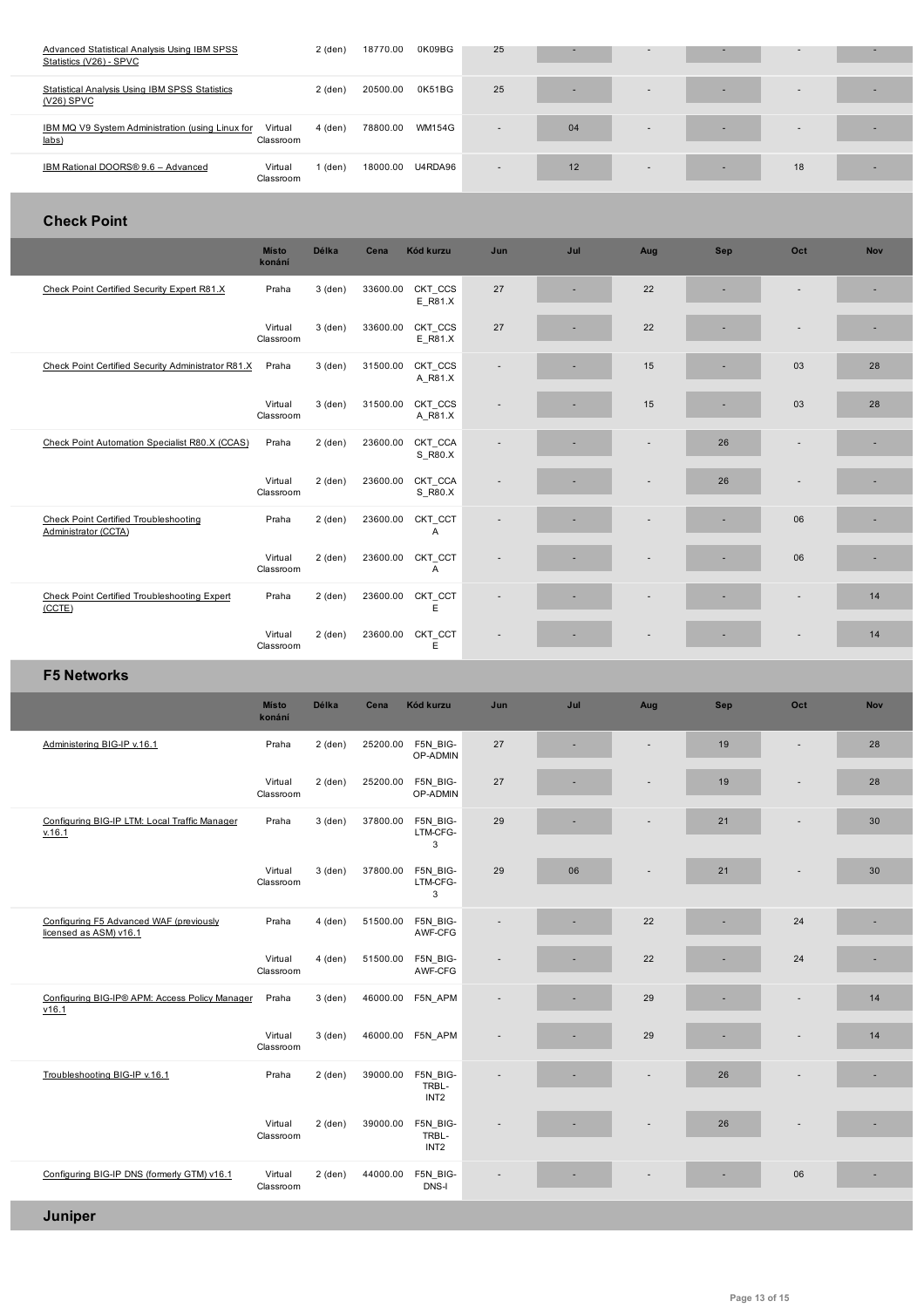| | Místo konání | Délka | Cena | Kód kurzu | Jun | Jul | Aug | Sep | Oct | Nov |
|---|---|---|---|---|---|---|---|---|---|---|
| Advanced Statistical Analysis Using IBM SPSS Statistics (V26) - SPVC | | 2 (den) | 18770.00 | 0K09BG | 25 | - | - | - | - | - |
| Statistical Analysis Using IBM SPSS Statistics (V26) SPVC | | 2 (den) | 20500.00 | 0K51BG | 25 | - | - | - | - | - |
| IBM MQ V9 System Administration (using Linux for labs) | Virtual Classroom | 4 (den) | 78800.00 | WM154G | - | 04 | - | - | - | - |
| IBM Rational DOORS® 9.6 – Advanced | Virtual Classroom | 1 (den) | 18000.00 | U4RDA96 | - | 12 | - | - | 18 | - |

## Check Point

| | Místo konání | Délka | Cena | Kód kurzu | Jun | Jul | Aug | Sep | Oct | Nov |
|---|---|---|---|---|---|---|---|---|---|---|
| Check Point Certified Security Expert R81.X | Praha | 3 (den) | 33600.00 | CKT_CCSE_R81.X | 27 | - | 22 | - | - | - |
| | Virtual Classroom | 3 (den) | 33600.00 | CKT_CCSE_R81.X | 27 | - | 22 | - | - | - |
| Check Point Certified Security Administrator R81.X | Praha | 3 (den) | 31500.00 | CKT_CCSA_R81.X | - | - | 15 | - | 03 | 28 |
| | Virtual Classroom | 3 (den) | 31500.00 | CKT_CCSA_R81.X | - | - | 15 | - | 03 | 28 |
| Check Point Automation Specialist R80.X (CCAS) | Praha | 2 (den) | 23600.00 | CKT_CCAS_R80.X | - | - | - | 26 | - | - |
| | Virtual Classroom | 2 (den) | 23600.00 | CKT_CCAS_R80.X | - | - | - | 26 | - | - |
| Check Point Certified Troubleshooting Administrator (CCTA) | Praha | 2 (den) | 23600.00 | CKT_CCTA | - | - | - | - | 06 | - |
| | Virtual Classroom | 2 (den) | 23600.00 | CKT_CCTA | - | - | - | - | 06 | - |
| Check Point Certified Troubleshooting Expert (CCTE) | Praha | 2 (den) | 23600.00 | CKT_CCTE | - | - | - | - | - | 14 |
| | Virtual Classroom | 2 (den) | 23600.00 | CKT_CCTE | - | - | - | - | - | 14 |

## F5 Networks

| | Místo konání | Délka | Cena | Kód kurzu | Jun | Jul | Aug | Sep | Oct | Nov |
|---|---|---|---|---|---|---|---|---|---|---|
| Administering BIG-IP v.16.1 | Praha | 2 (den) | 25200.00 | F5N_BIG-OP-ADMIN | 27 | - | - | 19 | - | 28 |
| | Virtual Classroom | 2 (den) | 25200.00 | F5N_BIG-OP-ADMIN | 27 | - | - | 19 | - | 28 |
| Configuring BIG-IP LTM: Local Traffic Manager v.16.1 | Praha | 3 (den) | 37800.00 | F5N_BIG-LTM-CFG-3 | 29 | - | - | 21 | - | 30 |
| | Virtual Classroom | 3 (den) | 37800.00 | F5N_BIG-LTM-CFG-3 | 29 | 06 | - | 21 | - | 30 |
| Configuring F5 Advanced WAF (previously licensed as ASM) v16.1 | Praha | 4 (den) | 51500.00 | F5N_BIG-AWF-CFG | - | - | 22 | - | 24 | - |
| | Virtual Classroom | 4 (den) | 51500.00 | F5N_BIG-AWF-CFG | - | - | 22 | - | 24 | - |
| Configuring BIG-IP® APM: Access Policy Manager v16.1 | Praha | 3 (den) | 46000.00 | F5N_APM | - | - | 29 | - | - | 14 |
| | Virtual Classroom | 3 (den) | 46000.00 | F5N_APM | - | - | 29 | - | - | 14 |
| Troubleshooting BIG-IP v.16.1 | Praha | 2 (den) | 39000.00 | F5N_BIG-TRBL-INT2 | - | - | - | 26 | - | - |
| | Virtual Classroom | 2 (den) | 39000.00 | F5N_BIG-TRBL-INT2 | - | - | - | 26 | - | - |
| Configuring BIG-IP DNS (formerly GTM) v16.1 | Virtual Classroom | 2 (den) | 44000.00 | F5N_BIG-DNS-I | - | - | - | - | 06 | - |

## Juniper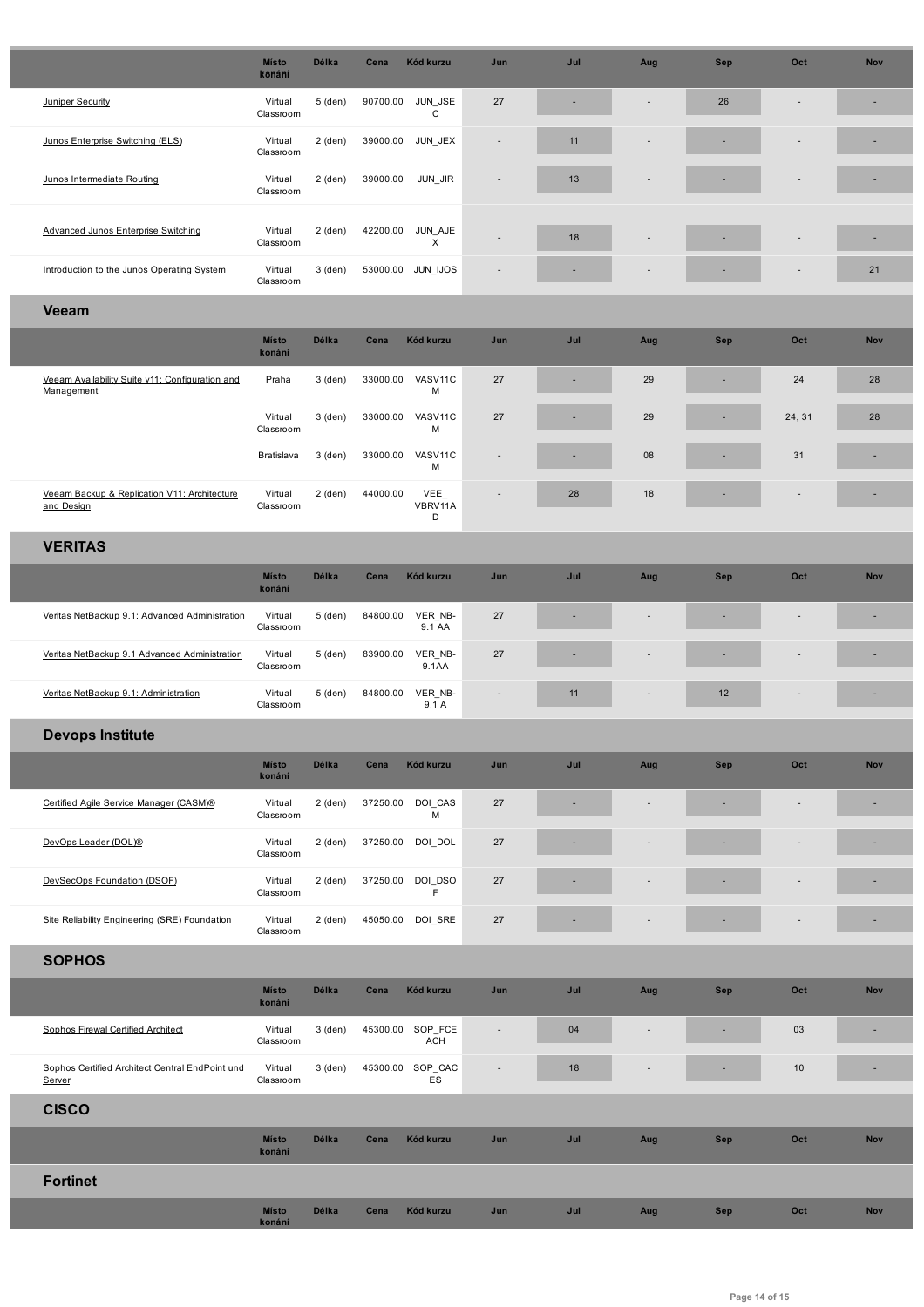| | Místo konání | Délka | Cena | Kód kurzu | Jun | Jul | Aug | Sep | Oct | Nov |
|---|---|---|---|---|---|---|---|---|---|---|
| Juniper Security | Virtual Classroom | 5 (den) | 90700.00 | JUN_JSEC | 27 | - | - | 26 | - | - |
| Junos Enterprise Switching (ELS) | Virtual Classroom | 2 (den) | 39000.00 | JUN_JEX | - | 11 | - | - | - | - |
| Junos Intermediate Routing | Virtual Classroom | 2 (den) | 39000.00 | JUN_JIR | - | 13 | - | - | - | - |
| Advanced Junos Enterprise Switching | Virtual Classroom | 2 (den) | 42200.00 | JUN_AJEX | - | 18 | - | - | - | - |
| Introduction to the Junos Operating System | Virtual Classroom | 3 (den) | 53000.00 | JUN_IJOS | - | - | - | - | - | 21 |

## Veeam

| | Místo konání | Délka | Cena | Kód kurzu | Jun | Jul | Aug | Sep | Oct | Nov |
|---|---|---|---|---|---|---|---|---|---|---|
| Veeam Availability Suite v11: Configuration and Management | Praha | 3 (den) | 33000.00 | VASV11CM | 27 | - | 29 | - | 24 | 28 |
| | Virtual Classroom | 3 (den) | 33000.00 | VASV11CM | 27 | - | 29 | - | 24, 31 | 28 |
| | Bratislava | 3 (den) | 33000.00 | VASV11CM | - | - | 08 | - | 31 | - |
| Veeam Backup & Replication V11: Architecture and Design | Virtual Classroom | 2 (den) | 44000.00 | VEE_VBRV11AD | - | 28 | 18 | - | - | - |

## VERITAS

| | Místo konání | Délka | Cena | Kód kurzu | Jun | Jul | Aug | Sep | Oct | Nov |
|---|---|---|---|---|---|---|---|---|---|---|
| Veritas NetBackup 9.1: Advanced Administration | Virtual Classroom | 5 (den) | 84800.00 | VER_NB-9.1 AA | 27 | - | - | - | - | - |
| Veritas NetBackup 9.1 Advanced Administration | Virtual Classroom | 5 (den) | 83900.00 | VER_NB-9.1AA | 27 | - | - | - | - | - |
| Veritas NetBackup 9.1: Administration | Virtual Classroom | 5 (den) | 84800.00 | VER_NB-9.1 A | - | 11 | - | 12 | - | - |

## Devops Institute

| | Místo konání | Délka | Cena | Kód kurzu | Jun | Jul | Aug | Sep | Oct | Nov |
|---|---|---|---|---|---|---|---|---|---|---|
| Certified Agile Service Manager (CASM)® | Virtual Classroom | 2 (den) | 37250.00 | DOI_CASM | 27 | - | - | - | - | - |
| DevOps Leader (DOL)® | Virtual Classroom | 2 (den) | 37250.00 | DOI_DOL | 27 | - | - | - | - | - |
| DevSecOps Foundation (DSOF) | Virtual Classroom | 2 (den) | 37250.00 | DOI_DSOF | 27 | - | - | - | - | - |
| Site Reliability Engineering (SRE) Foundation | Virtual Classroom | 2 (den) | 45050.00 | DOI_SRE | 27 | - | - | - | - | - |

## SOPHOS

| | Místo konání | Délka | Cena | Kód kurzu | Jun | Jul | Aug | Sep | Oct | Nov |
|---|---|---|---|---|---|---|---|---|---|---|
| Sophos Firewal Certified Architect | Virtual Classroom | 3 (den) | 45300.00 | SOP_FCEACH | - | 04 | - | - | 03 | - |
| Sophos Certified Architect Central EndPoint und Server | Virtual Classroom | 3 (den) | 45300.00 | SOP_CACES | - | 18 | - | - | 10 | - |

## CISCO

| | Místo konání | Délka | Cena | Kód kurzu | Jun | Jul | Aug | Sep | Oct | Nov |
|---|---|---|---|---|---|---|---|---|---|---|

## Fortinet

| | Místo konání | Délka | Cena | Kód kurzu | Jun | Jul | Aug | Sep | Oct | Nov |
|---|---|---|---|---|---|---|---|---|---|---|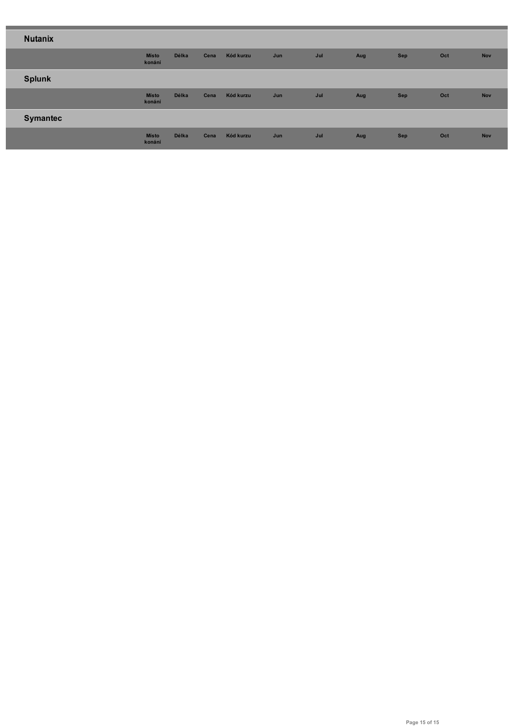## Nutanix

| | Místo konání | Délka | Cena | Kód kurzu | Jun | Jul | Aug | Sep | Oct | Nov |
|---|---|---|---|---|---|---|---|---|---|---|

## Splunk

| | Místo konání | Délka | Cena | Kód kurzu | Jun | Jul | Aug | Sep | Oct | Nov |
|---|---|---|---|---|---|---|---|---|---|---|

## Symantec

| | Místo konání | Délka | Cena | Kód kurzu | Jun | Jul | Aug | Sep | Oct | Nov |
|---|---|---|---|---|---|---|---|---|---|---|